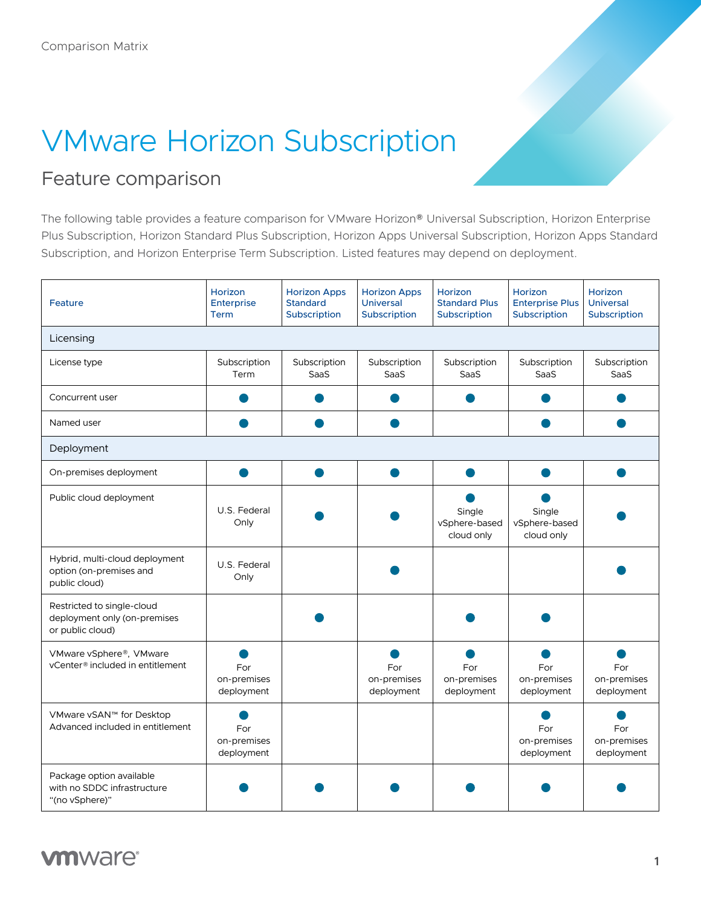Comparison Matrix

# VMware Horizon Subscription

## Feature comparison

The following table provides a feature comparison for VMware Horizon® Universal Subscription, Horizon Enterprise Plus Subscription, Horizon Standard Plus Subscription, Horizon Apps Universal Subscription, Horizon Apps Standard Subscription, and Horizon Enterprise Term Subscription. Listed features may depend on deployment.

| Feature | Horizon Enterprise Term | Horizon Apps Standard Subscription | Horizon Apps Universal Subscription | Horizon Standard Plus Subscription | Horizon Enterprise Plus Subscription | Horizon Universal Subscription |
|---|---|---|---|---|---|---|
| **Licensing** | | | | | | |
| License type | Subscription Term | Subscription SaaS | Subscription SaaS | Subscription SaaS | Subscription SaaS | Subscription SaaS |
| Concurrent user | ● | ● | ● | ● | ● | ● |
| Named user | ● | ● | ● | | ● | ● |
| **Deployment** | | | | | | |
| On-premises deployment | ● | ● | ● | ● | ● | ● |
| Public cloud deployment | U.S. Federal Only | ● | ● | ● Single vSphere-based cloud only | ● Single vSphere-based cloud only | ● |
| Hybrid, multi-cloud deployment option (on-premises and public cloud) | U.S. Federal Only | | ● | | | ● |
| Restricted to single-cloud deployment only (on-premises or public cloud) | | ● | | ● | ● | |
| VMware vSphere®, VMware vCenter® included in entitlement | ● For on-premises deployment | | ● For on-premises deployment | ● For on-premises deployment | ● For on-premises deployment | ● For on-premises deployment |
| VMware vSAN™ for Desktop Advanced included in entitlement | ● For on-premises deployment | | | | ● For on-premises deployment | ● For on-premises deployment |
| Package option available with no SDDC infrastructure "(no vSphere)" | ● | ● | ● | ● | ● | ● |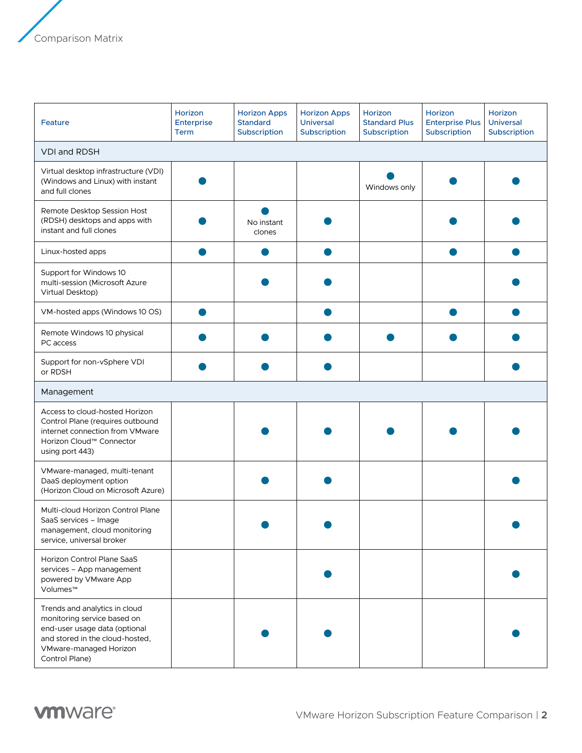| Feature | Horizon Enterprise Term | Horizon Apps Standard Subscription | Horizon Apps Universal Subscription | Horizon Standard Plus Subscription | Horizon Enterprise Plus Subscription | Horizon Universal Subscription |
|---|---|---|---|---|---|---|
| **VDI and RDSH** | | | | | | |
| Virtual desktop infrastructure (VDI) (Windows and Linux) with instant and full clones | ● | | | ● Windows only | ● | ● |
| Remote Desktop Session Host (RDSH) desktops and apps with instant and full clones | ● | ● No instant clones | ● | | ● | ● |
| Linux-hosted apps | ● | ● | ● | | ● | ● |
| Support for Windows 10 multi-session (Microsoft Azure Virtual Desktop) | | ● | ● | | | ● |
| VM-hosted apps (Windows 10 OS) | ● | | ● | | ● | ● |
| Remote Windows 10 physical PC access | ● | ● | ● | ● | ● | ● |
| Support for non-vSphere VDI or RDSH | ● | ● | ● | | | ● |
| **Management** | | | | | | |
| Access to cloud-hosted Horizon Control Plane (requires outbound internet connection from VMware Horizon Cloud™ Connector using port 443) | | ● | ● | ● | ● | ● |
| VMware-managed, multi-tenant DaaS deployment option (Horizon Cloud on Microsoft Azure) | | ● | ● | | | ● |
| Multi-cloud Horizon Control Plane SaaS services – Image management, cloud monitoring service, universal broker | | ● | ● | | | ● |
| Horizon Control Plane SaaS services – App management powered by VMware App Volumes™ | | | ● | | | ● |
| Trends and analytics in cloud monitoring service based on end-user usage data (optional and stored in the cloud-hosted, VMware-managed Horizon Control Plane) | | ● | ● | | | ● |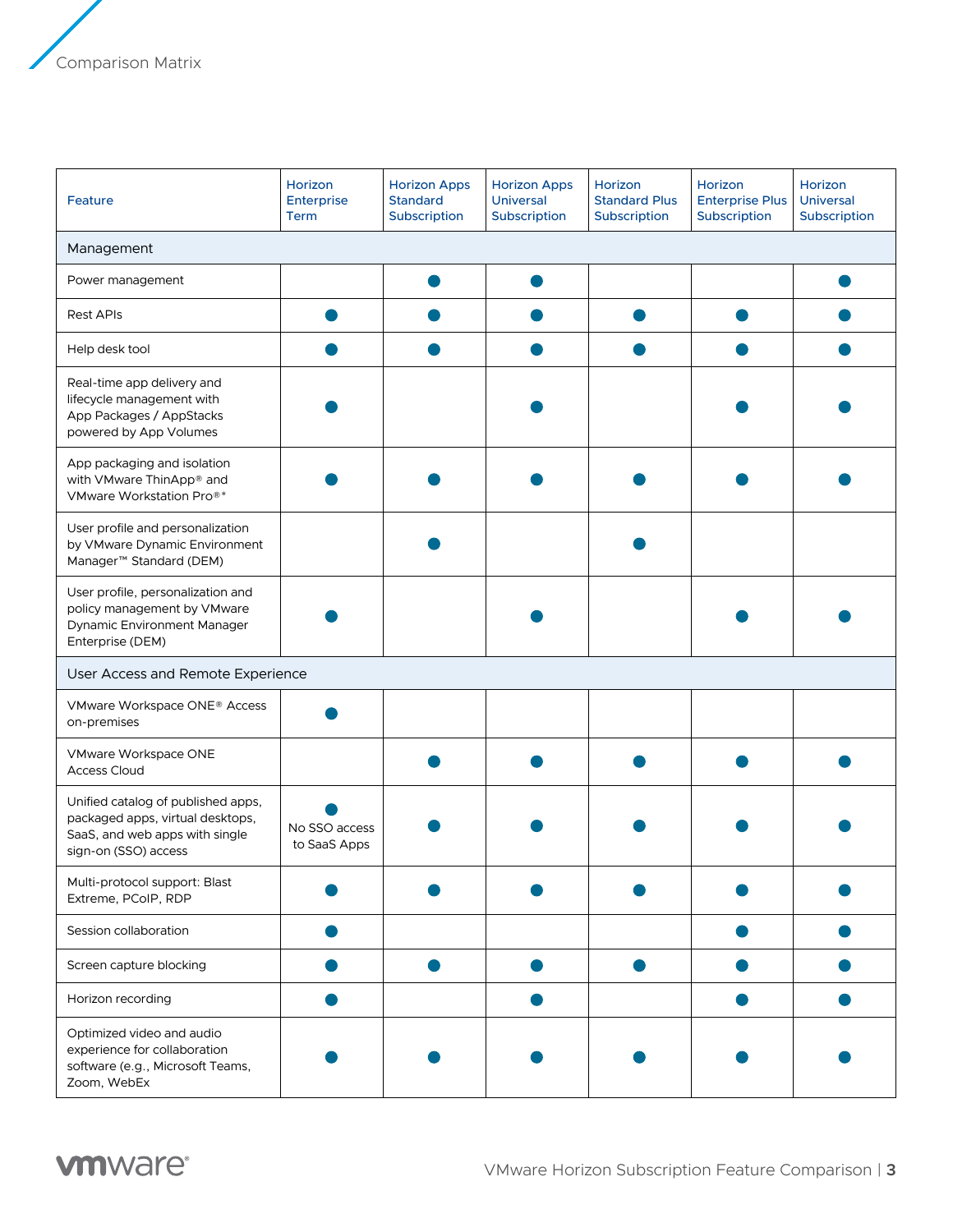Comparison Matrix

| Feature | Horizon Enterprise Term | Horizon Apps Standard Subscription | Horizon Apps Universal Subscription | Horizon Standard Plus Subscription | Horizon Enterprise Plus Subscription | Horizon Universal Subscription |
|---|---|---|---|---|---|---|
| **Management** | | | | | | |
| Power management | | ● | ● | | | ● |
| Rest APIs | ● | ● | ● | ● | ● | ● |
| Help desk tool | ● | ● | ● | ● | ● | ● |
| Real-time app delivery and lifecycle management with App Packages / AppStacks powered by App Volumes | ● | | ● | | ● | ● |
| App packaging and isolation with VMware ThinApp® and VMware Workstation Pro®* | ● | ● | ● | ● | ● | ● |
| User profile and personalization by VMware Dynamic Environment Manager™ Standard (DEM) | | ● | | ● | | |
| User profile, personalization and policy management by VMware Dynamic Environment Manager Enterprise (DEM) | ● | | ● | | ● | ● |
| **User Access and Remote Experience** | | | | | | |
| VMware Workspace ONE® Access on-premises | ● | | | | | |
| VMware Workspace ONE Access Cloud | | ● | ● | ● | ● | ● |
| Unified catalog of published apps, packaged apps, virtual desktops, SaaS, and web apps with single sign-on (SSO) access | ● No SSO access to SaaS Apps | ● | ● | ● | ● | ● |
| Multi-protocol support: Blast Extreme, PCoIP, RDP | ● | ● | ● | ● | ● | ● |
| Session collaboration | ● | | | | ● | ● |
| Screen capture blocking | ● | ● | ● | ● | ● | ● |
| Horizon recording | ● | | ● | | ● | ● |
| Optimized video and audio experience for collaboration software (e.g., Microsoft Teams, Zoom, WebEx | ● | ● | ● | ● | ● | ● |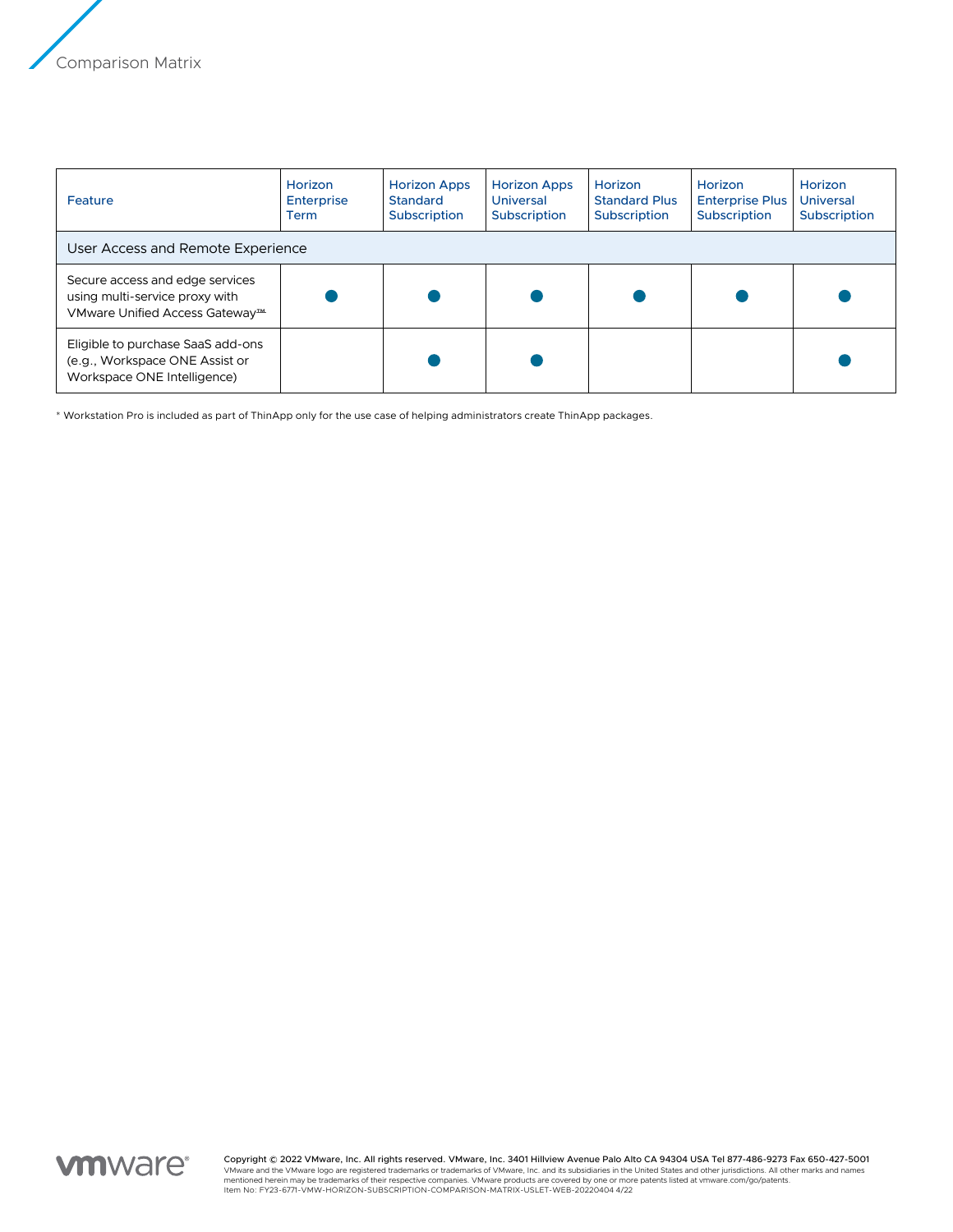| Feature | Horizon Enterprise Term | Horizon Apps Standard Subscription | Horizon Apps Universal Subscription | Horizon Standard Plus Subscription | Horizon Enterprise Plus Subscription | Horizon Universal Subscription |
|---|---|---|---|---|---|---|
| User Access and Remote Experience | | | | | | |
| Secure access and edge services using multi-service proxy with VMware Unified Access Gateway™ | ● | ● | ● | ● | ● | ● |
| Eligible to purchase SaaS add-ons (e.g., Workspace ONE Assist or Workspace ONE Intelligence) | | ● | ● | | | ● |

* Workstation Pro is included as part of ThinApp only for the use case of helping administrators create ThinApp packages.

Copyright © 2022 VMware, Inc. All rights reserved. VMware, Inc. 3401 Hillview Avenue Palo Alto CA 94304 USA Tel 877-486-9273 Fax 650-427-5001
VMware and the VMware logo are registered trademarks or trademarks of VMware, Inc. and its subsidiaries in the United States and other jurisdictions. All other marks and names mentioned herein may be trademarks of their respective companies. VMware products are covered by one or more patents listed at vmware.com/go/patents.
Item No: FY23-6771-VMW-HORIZON-SUBSCRIPTION-COMPARISON-MATRIX-USLET-WEB-20220404 4/22